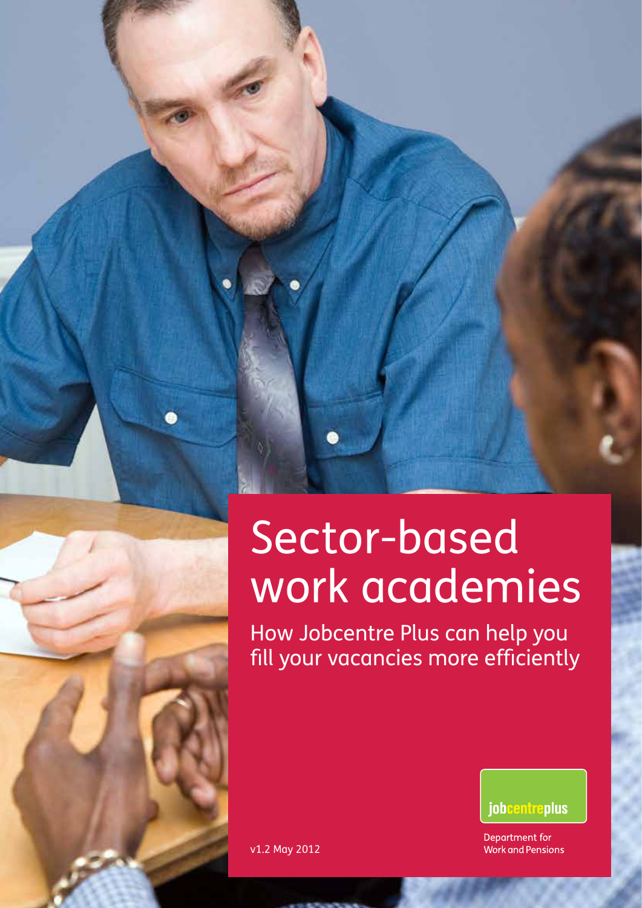# Sector-based work academies

## How Jobcentre Plus can help you fill your vacancies more efficiently

jobcentreplus

Department for Work and Pensions

v1.2 May 2012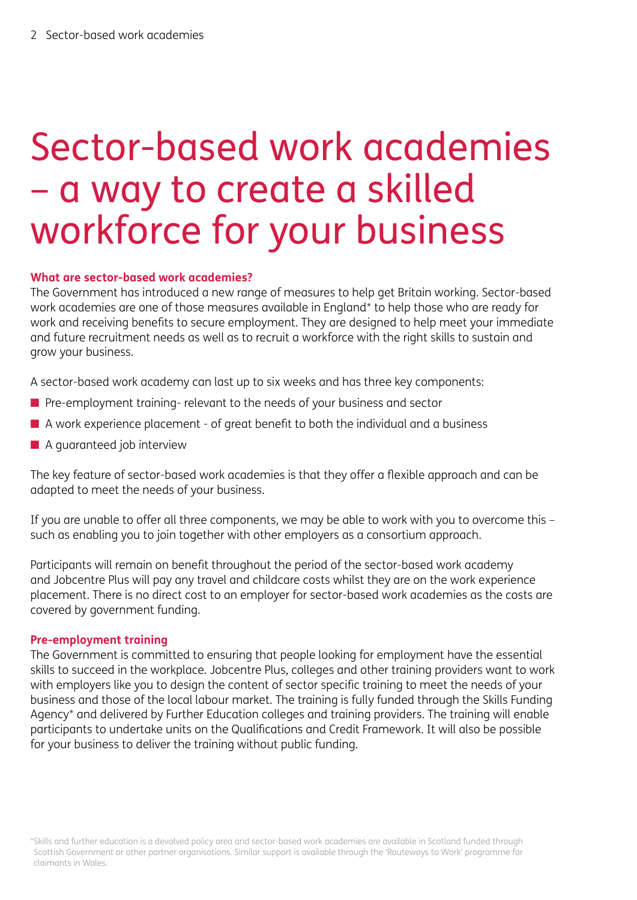# Sector-based work academies – a way to create a skilled workforce for your business

**What are sector-based work academies?**

The Government has introduced a new range of measures to help get Britain working. Sector-based work academies are one of those measures available in England* to help those who are ready for work and receiving benefits to secure employment. They are designed to help meet your immediate and future recruitment needs as well as to recruit a workforce with the right skills to sustain and grow your business.

A sector-based work academy can last up to six weeks and has three key components:

- Pre-employment training- relevant to the needs of your business and sector
- A work experience placement - of great benefit to both the individual and a business
- A guaranteed job interview

The key feature of sector-based work academies is that they offer a flexible approach and can be adapted to meet the needs of your business.

If you are unable to offer all three components, we may be able to work with you to overcome this – such as enabling you to join together with other employers as a consortium approach.

Participants will remain on benefit throughout the period of the sector-based work academy and Jobcentre Plus will pay any travel and childcare costs whilst they are on the work experience placement. There is no direct cost to an employer for sector-based work academies as the costs are covered by government funding.

**Pre-employment training**

The Government is committed to ensuring that people looking for employment have the essential skills to succeed in the workplace. Jobcentre Plus, colleges and other training providers want to work with employers like you to design the content of sector specific training to meet the needs of your business and those of the local labour market. The training is fully funded through the Skills Funding Agency* and delivered by Further Education colleges and training providers. The training will enable participants to undertake units on the Qualifications and Credit Framework. It will also be possible for your business to deliver the training without public funding.

*Skills and further education is a devolved policy area and sector-based work academies are available in Scotland funded through Scottish Government or other partner organisations. Similar support is available through the 'Routeways to Work' programme for claimants in Wales.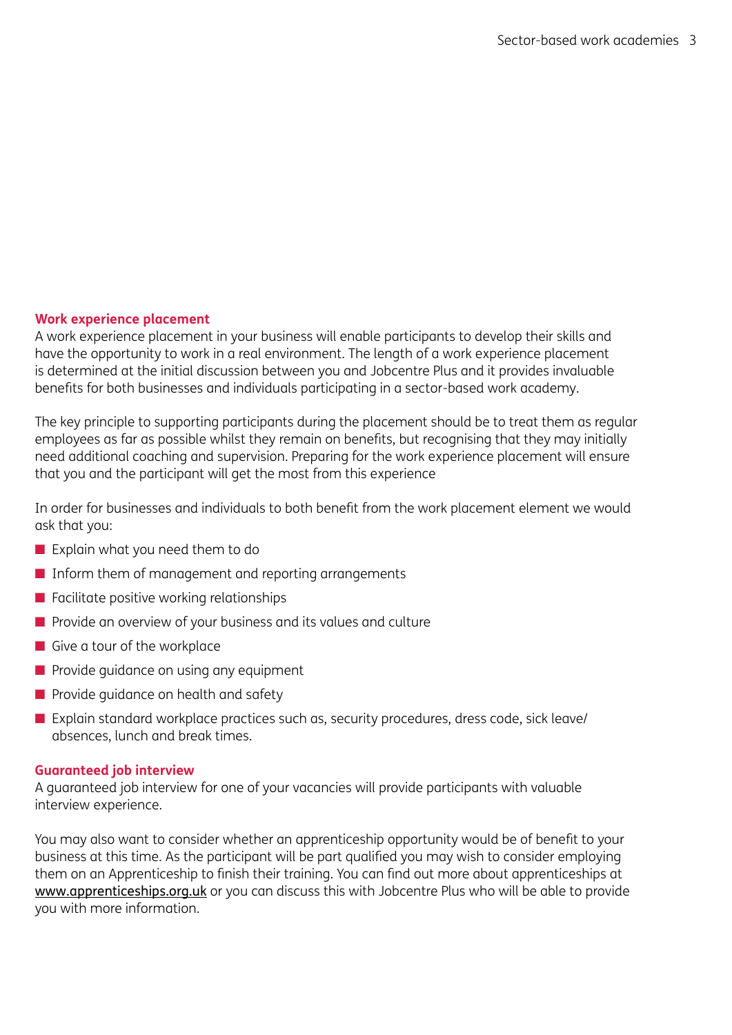### Work experience placement

A work experience placement in your business will enable participants to develop their skills and have the opportunity to work in a real environment. The length of a work experience placement is determined at the initial discussion between you and Jobcentre Plus and it provides invaluable benefits for both businesses and individuals participating in a sector-based work academy.

The key principle to supporting participants during the placement should be to treat them as regular employees as far as possible whilst they remain on benefits, but recognising that they may initially need additional coaching and supervision. Preparing for the work experience placement will ensure that you and the participant will get the most from this experience

In order for businesses and individuals to both benefit from the work placement element we would ask that you:

- Explain what you need them to do
- Inform them of management and reporting arrangements
- Facilitate positive working relationships
- Provide an overview of your business and its values and culture
- Give a tour of the workplace
- Provide guidance on using any equipment
- Provide guidance on health and safety
- Explain standard workplace practices such as, security procedures, dress code, sick leave/absences, lunch and break times.

### Guaranteed job interview

A guaranteed job interview for one of your vacancies will provide participants with valuable interview experience.

You may also want to consider whether an apprenticeship opportunity would be of benefit to your business at this time. As the participant will be part qualified you may wish to consider employing them on an Apprenticeship to finish their training. You can find out more about apprenticeships at www.apprenticeships.org.uk or you can discuss this with Jobcentre Plus who will be able to provide you with more information.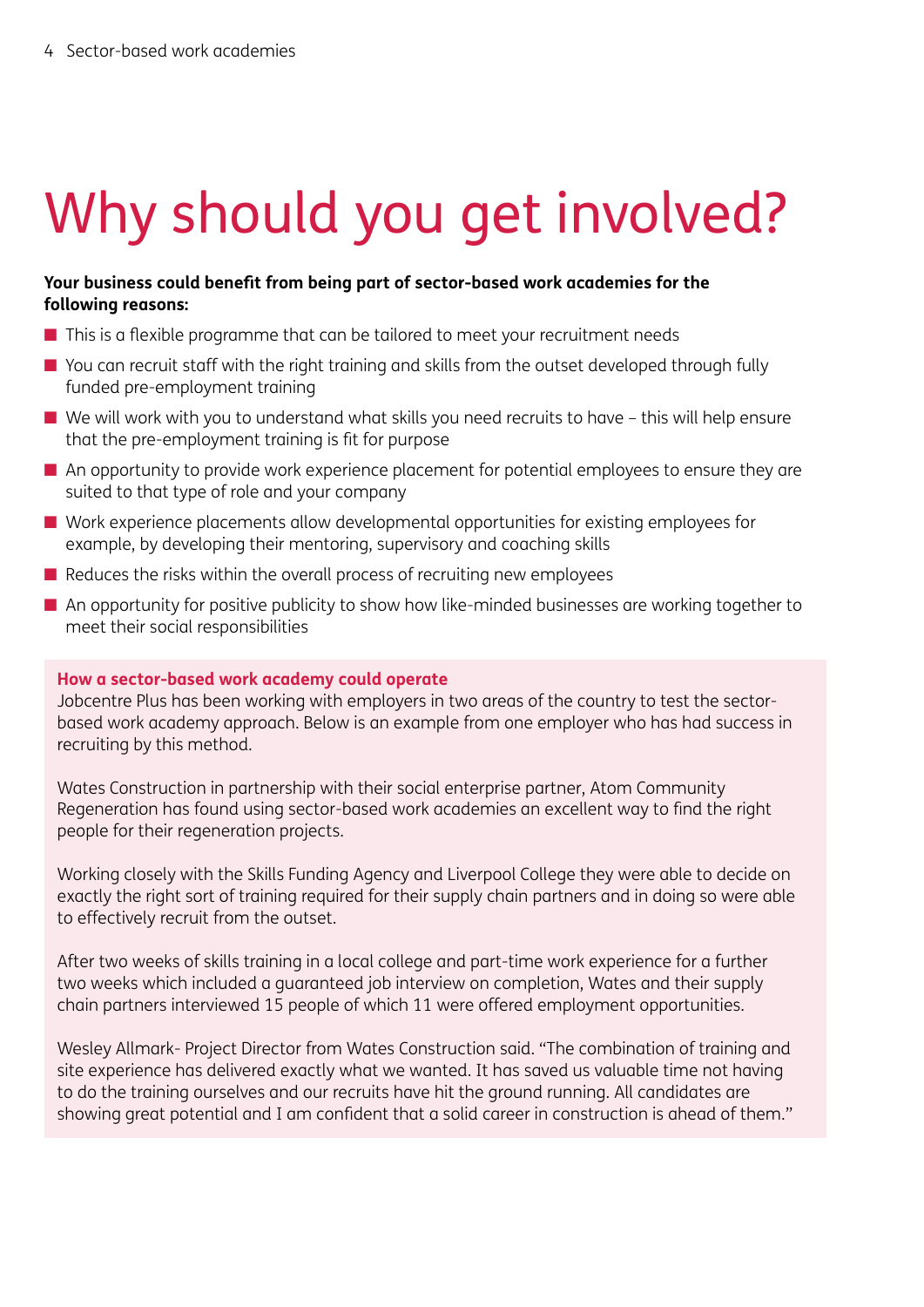# Why should you get involved?

**Your business could benefit from being part of sector-based work academies for the following reasons:**

- This is a flexible programme that can be tailored to meet your recruitment needs
- You can recruit staff with the right training and skills from the outset developed through fully funded pre-employment training
- We will work with you to understand what skills you need recruits to have – this will help ensure that the pre-employment training is fit for purpose
- An opportunity to provide work experience placement for potential employees to ensure they are suited to that type of role and your company
- Work experience placements allow developmental opportunities for existing employees for example, by developing their mentoring, supervisory and coaching skills
- Reduces the risks within the overall process of recruiting new employees
- An opportunity for positive publicity to show how like-minded businesses are working together to meet their social responsibilities

**How a sector-based work academy could operate**

Jobcentre Plus has been working with employers in two areas of the country to test the sector-based work academy approach. Below is an example from one employer who has had success in recruiting by this method.

Wates Construction in partnership with their social enterprise partner, Atom Community Regeneration has found using sector-based work academies an excellent way to find the right people for their regeneration projects.

Working closely with the Skills Funding Agency and Liverpool College they were able to decide on exactly the right sort of training required for their supply chain partners and in doing so were able to effectively recruit from the outset.

After two weeks of skills training in a local college and part-time work experience for a further two weeks which included a guaranteed job interview on completion, Wates and their supply chain partners interviewed 15 people of which 11 were offered employment opportunities.

Wesley Allmark- Project Director from Wates Construction said. "The combination of training and site experience has delivered exactly what we wanted. It has saved us valuable time not having to do the training ourselves and our recruits have hit the ground running. All candidates are showing great potential and I am confident that a solid career in construction is ahead of them."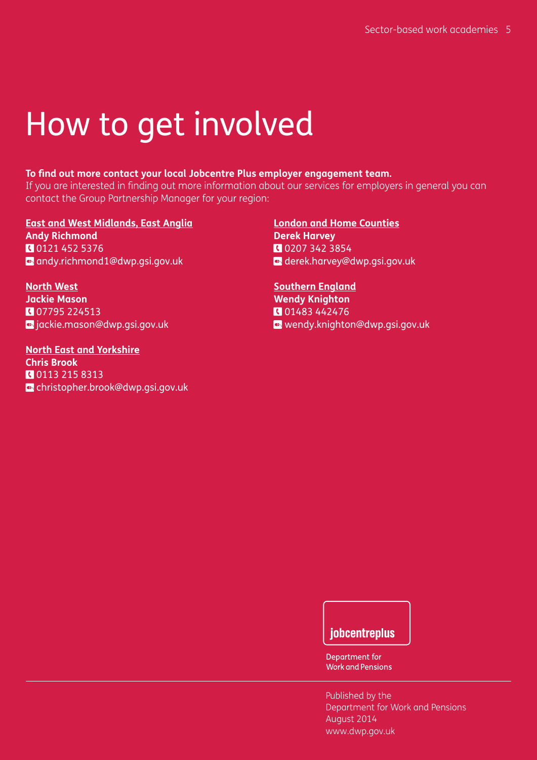# How to get involved

**To find out more contact your local Jobcentre Plus employer engagement team.**
If you are interested in finding out more information about our services for employers in general you can contact the Group Partnership Manager for your region:

**East and West Midlands, East Anglia**
**Andy Richmond**
0121 452 5376
andy.richmond1@dwp.gsi.gov.uk

**North West**
**Jackie Mason**
07795 224513
jackie.mason@dwp.gsi.gov.uk

**North East and Yorkshire**
**Chris Brook**
0113 215 8313
christopher.brook@dwp.gsi.gov.uk

**London and Home Counties**
**Derek Harvey**
0207 342 3854
derek.harvey@dwp.gsi.gov.uk

**Southern England**
**Wendy Knighton**
01483 442476
wendy.knighton@dwp.gsi.gov.uk

jobcentreplus

Department for Work and Pensions

Published by the
Department for Work and Pensions
August 2014
www.dwp.gov.uk